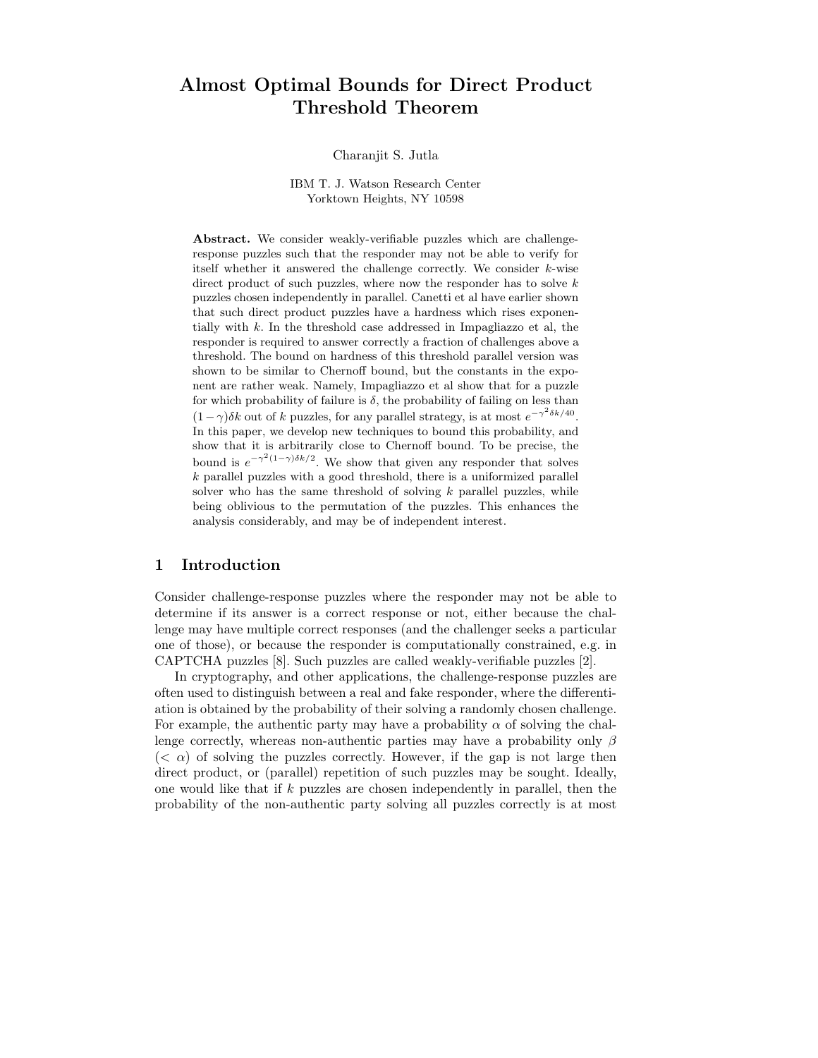# Almost Optimal Bounds for Direct Product Threshold Theorem

Charanjit S. Jutla

IBM T. J. Watson Research Center
Yorktown Heights, NY 10598

**Abstract.** We consider weakly-verifiable puzzles which are challenge-response puzzles such that the responder may not be able to verify for itself whether it answered the challenge correctly. We consider $k$-wise direct product of such puzzles, where now the responder has to solve $k$ puzzles chosen independently in parallel. Canetti et al have earlier shown that such direct product puzzles have a hardness which rises exponentially with $k$. In the threshold case addressed in Impagliazzo et al, the responder is required to answer correctly a fraction of challenges above a threshold. The bound on hardness of this threshold parallel version was shown to be similar to Chernoff bound, but the constants in the exponent are rather weak. Namely, Impagliazzo et al show that for a puzzle for which probability of failure is $\delta$, the probability of failing on less than $(1-\gamma)\delta k$ out of $k$ puzzles, for any parallel strategy, is at most $e^{-\gamma^2\delta k/40}$. In this paper, we develop new techniques to bound this probability, and show that it is arbitrarily close to Chernoff bound. To be precise, the bound is $e^{-\gamma^2(1-\gamma)\delta k/2}$. We show that given any responder that solves $k$ parallel puzzles with a good threshold, there is a uniformized parallel solver who has the same threshold of solving $k$ parallel puzzles, while being oblivious to the permutation of the puzzles. This enhances the analysis considerably, and may be of independent interest.

## 1 Introduction

Consider challenge-response puzzles where the responder may not be able to determine if its answer is a correct response or not, either because the challenge may have multiple correct responses (and the challenger seeks a particular one of those), or because the responder is computationally constrained, e.g. in CAPTCHA puzzles [8]. Such puzzles are called weakly-verifiable puzzles [2].

In cryptography, and other applications, the challenge-response puzzles are often used to distinguish between a real and fake responder, where the differentiation is obtained by the probability of their solving a randomly chosen challenge. For example, the authentic party may have a probability $\alpha$ of solving the challenge correctly, whereas non-authentic parties may have a probability only $\beta$ ($< \alpha$) of solving the puzzles correctly. However, if the gap is not large then direct product, or (parallel) repetition of such puzzles may be sought. Ideally, one would like that if $k$ puzzles are chosen independently in parallel, then the probability of the non-authentic party solving all puzzles correctly is at most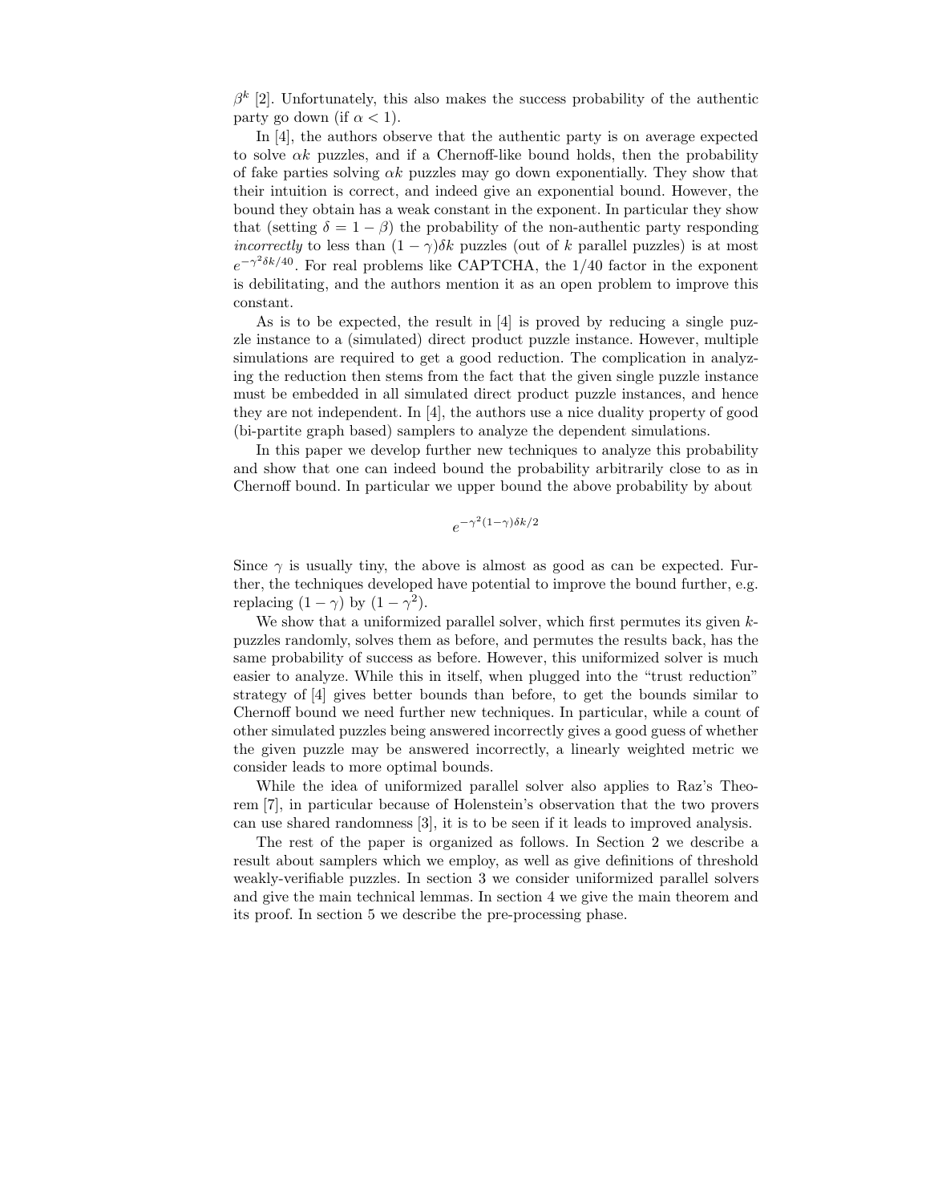$\beta^k$ [2]. Unfortunately, this also makes the success probability of the authentic party go down (if $\alpha < 1$).

In [4], the authors observe that the authentic party is on average expected to solve $\alpha k$ puzzles, and if a Chernoff-like bound holds, then the probability of fake parties solving $\alpha k$ puzzles may go down exponentially. They show that their intuition is correct, and indeed give an exponential bound. However, the bound they obtain has a weak constant in the exponent. In particular they show that (setting $\delta = 1 - \beta$) the probability of the non-authentic party responding *incorrectly* to less than $(1-\gamma)\delta k$ puzzles (out of $k$ parallel puzzles) is at most $e^{-\gamma^2 \delta k/40}$. For real problems like CAPTCHA, the $1/40$ factor in the exponent is debilitating, and the authors mention it as an open problem to improve this constant.

As is to be expected, the result in [4] is proved by reducing a single puzzle instance to a (simulated) direct product puzzle instance. However, multiple simulations are required to get a good reduction. The complication in analyzing the reduction then stems from the fact that the given single puzzle instance must be embedded in all simulated direct product puzzle instances, and hence they are not independent. In [4], the authors use a nice duality property of good (bi-partite graph based) samplers to analyze the dependent simulations.

In this paper we develop further new techniques to analyze this probability and show that one can indeed bound the probability arbitrarily close to as in Chernoff bound. In particular we upper bound the above probability by about

$$e^{-\gamma^2(1-\gamma)\delta k/2}$$

Since $\gamma$ is usually tiny, the above is almost as good as can be expected. Further, the techniques developed have potential to improve the bound further, e.g. replacing $(1-\gamma)$ by $(1-\gamma^2)$.

We show that a uniformized parallel solver, which first permutes its given $k$-puzzles randomly, solves them as before, and permutes the results back, has the same probability of success as before. However, this uniformized solver is much easier to analyze. While this in itself, when plugged into the "trust reduction" strategy of [4] gives better bounds than before, to get the bounds similar to Chernoff bound we need further new techniques. In particular, while a count of other simulated puzzles being answered incorrectly gives a good guess of whether the given puzzle may be answered incorrectly, a linearly weighted metric we consider leads to more optimal bounds.

While the idea of uniformized parallel solver also applies to Raz's Theorem [7], in particular because of Holenstein's observation that the two provers can use shared randomness [3], it is to be seen if it leads to improved analysis.

The rest of the paper is organized as follows. In Section 2 we describe a result about samplers which we employ, as well as give definitions of threshold weakly-verifiable puzzles. In section 3 we consider uniformized parallel solvers and give the main technical lemmas. In section 4 we give the main theorem and its proof. In section 5 we describe the pre-processing phase.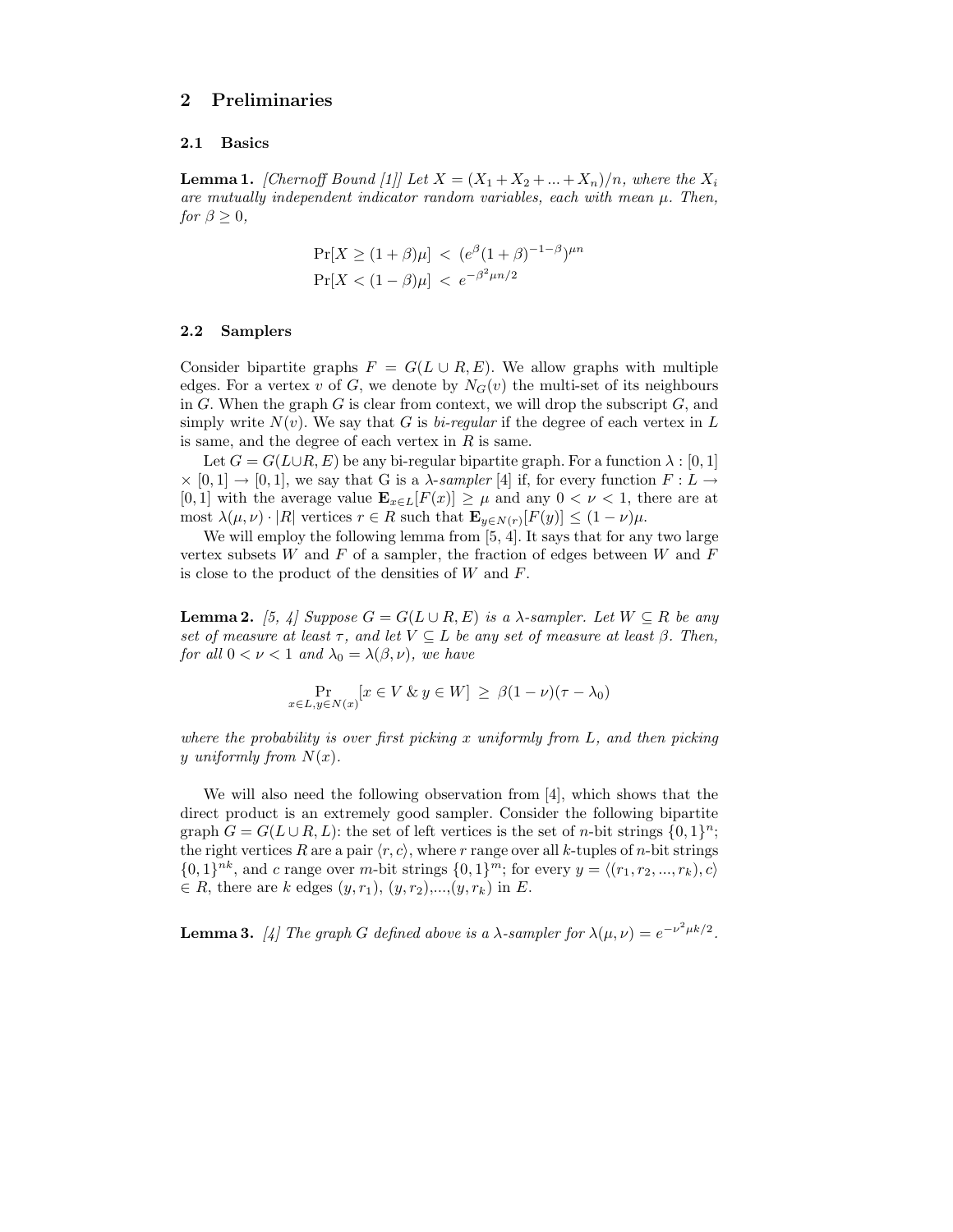## 2 Preliminaries

### 2.1 Basics

**Lemma 1.** *[Chernoff Bound [1]] Let $X = (X_1 + X_2 + ... + X_n)/n$, where the $X_i$ are mutually independent indicator random variables, each with mean $\mu$. Then, for $\beta \geq 0$,*

$$\Pr[X \geq (1+\beta)\mu] \; < \; (e^{\beta}(1+\beta)^{-1-\beta})^{\mu n}$$
$$\Pr[X < (1-\beta)\mu] \; < \; e^{-\beta^2 \mu n/2}$$

### 2.2 Samplers

Consider bipartite graphs $F = G(L \cup R, E)$. We allow graphs with multiple edges. For a vertex $v$ of $G$, we denote by $N_G(v)$ the multi-set of its neighbours in $G$. When the graph $G$ is clear from context, we will drop the subscript $G$, and simply write $N(v)$. We say that $G$ is *bi-regular* if the degree of each vertex in $L$ is same, and the degree of each vertex in $R$ is same.

Let $G = G(L \cup R, E)$ be any bi-regular bipartite graph. For a function $\lambda : [0,1] \times [0,1] \to [0,1]$, we say that G is a $\lambda$-*sampler* [4] if, for every function $F : L \to [0,1]$ with the average value $\mathbf{E}_{x \in L}[F(x)] \geq \mu$ and any $0 < \nu < 1$, there are at most $\lambda(\mu, \nu) \cdot |R|$ vertices $r \in R$ such that $\mathbf{E}_{y \in N(r)}[F(y)] \leq (1-\nu)\mu$.

We will employ the following lemma from [5, 4]. It says that for any two large vertex subsets $W$ and $F$ of a sampler, the fraction of edges between $W$ and $F$ is close to the product of the densities of $W$ and $F$.

**Lemma 2.** *[5, 4] Suppose $G = G(L \cup R, E)$ is a $\lambda$-sampler. Let $W \subseteq R$ be any set of measure at least $\tau$, and let $V \subseteq L$ be any set of measure at least $\beta$. Then, for all $0 < \nu < 1$ and $\lambda_0 = \lambda(\beta, \nu)$, we have*

$$\Pr_{x \in L, y \in N(x)}[x \in V \;\&\; y \in W] \; \geq \; \beta(1-\nu)(\tau - \lambda_0)$$

*where the probability is over first picking $x$ uniformly from $L$, and then picking $y$ uniformly from $N(x)$.*

We will also need the following observation from [4], which shows that the direct product is an extremely good sampler. Consider the following bipartite graph $G = G(L \cup R, L)$: the set of left vertices is the set of $n$-bit strings $\{0,1\}^n$; the right vertices $R$ are a pair $\langle r, c \rangle$, where $r$ range over all $k$-tuples of $n$-bit strings $\{0,1\}^{nk}$, and $c$ range over $m$-bit strings $\{0,1\}^m$; for every $y = \langle (r_1, r_2, ..., r_k), c \rangle \in R$, there are $k$ edges $(y, r_1)$, $(y, r_2)$,...,$(y, r_k)$ in $E$.

**Lemma 3.** *[4] The graph $G$ defined above is a $\lambda$-sampler for $\lambda(\mu, \nu) = e^{-\nu^2 \mu k/2}$.*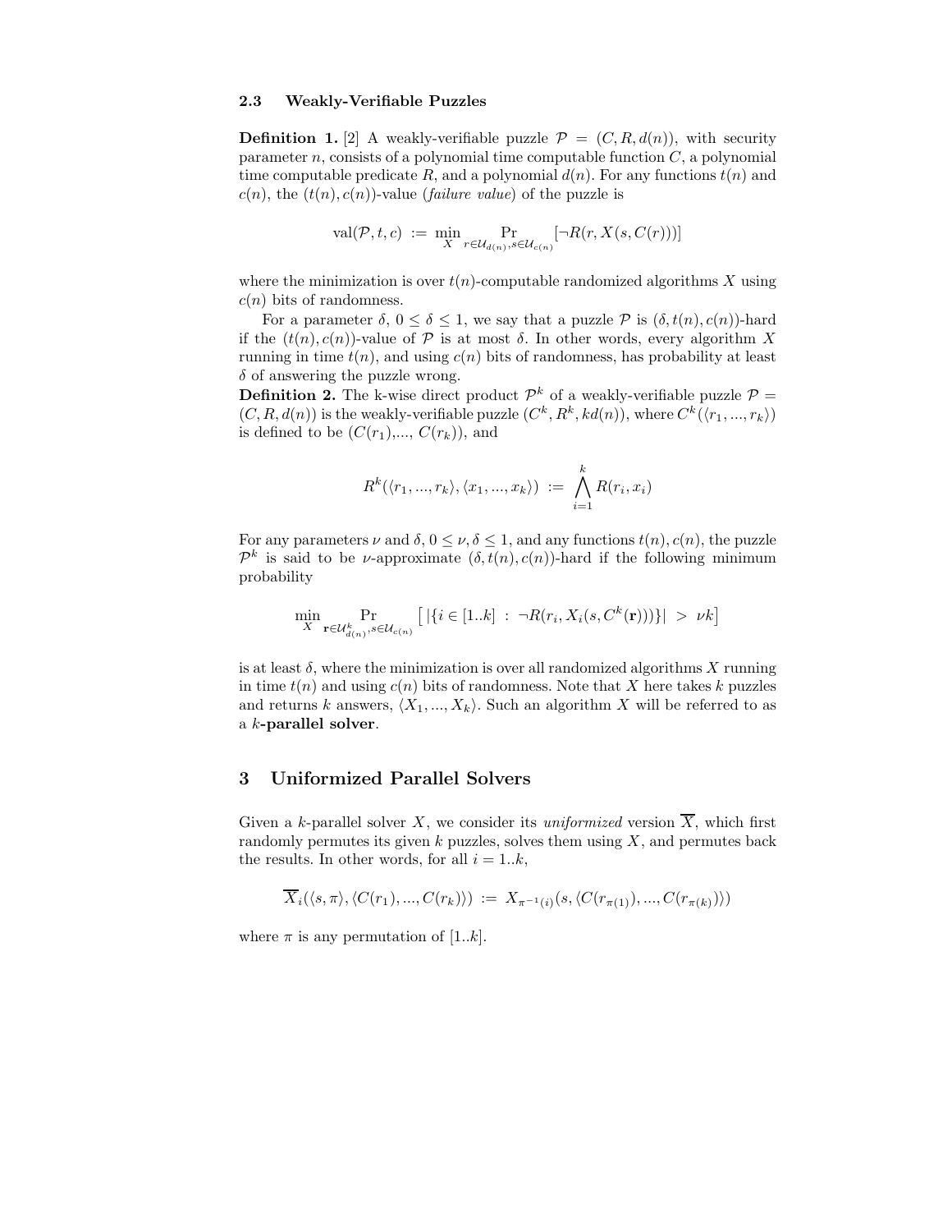### 2.3 Weakly-Verifiable Puzzles

**Definition 1.** [2] A weakly-verifiable puzzle $\mathcal{P} = (C, R, d(n))$, with security parameter $n$, consists of a polynomial time computable function $C$, a polynomial time computable predicate $R$, and a polynomial $d(n)$. For any functions $t(n)$ and $c(n)$, the $(t(n), c(n))$-value (*failure value*) of the puzzle is

$$\text{val}(\mathcal{P}, t, c) := \min_{X} \Pr_{r \in \mathcal{U}_{d(n)}, s \in \mathcal{U}_{c(n)}} [\neg R(r, X(s, C(r)))]$$

where the minimization is over $t(n)$-computable randomized algorithms $X$ using $c(n)$ bits of randomness.

For a parameter $\delta$, $0 \leq \delta \leq 1$, we say that a puzzle $\mathcal{P}$ is $(\delta, t(n), c(n))$-hard if the $(t(n), c(n))$-value of $\mathcal{P}$ is at most $\delta$. In other words, every algorithm $X$ running in time $t(n)$, and using $c(n)$ bits of randomness, has probability at least $\delta$ of answering the puzzle wrong.

**Definition 2.** The k-wise direct product $\mathcal{P}^k$ of a weakly-verifiable puzzle $\mathcal{P} = (C, R, d(n))$ is the weakly-verifiable puzzle $(C^k, R^k, kd(n))$, where $C^k(\langle r_1, ..., r_k \rangle)$ is defined to be $(C(r_1),..., C(r_k))$, and

$$R^k(\langle r_1, ..., r_k \rangle, \langle x_1, ..., x_k \rangle) := \bigwedge_{i=1}^{k} R(r_i, x_i)$$

For any parameters $\nu$ and $\delta$, $0 \leq \nu, \delta \leq 1$, and any functions $t(n), c(n)$, the puzzle $\mathcal{P}^k$ is said to be $\nu$-approximate $(\delta, t(n), c(n))$-hard if the following minimum probability

$$\min_{X} \Pr_{\mathbf{r} \in \mathcal{U}_{d(n)}^k, s \in \mathcal{U}_{c(n)}} \left[ |\{i \in [1..k] \ : \ \neg R(r_i, X_i(s, C^k(\mathbf{r})))\}| \ > \ \nu k \right]$$

is at least $\delta$, where the minimization is over all randomized algorithms $X$ running in time $t(n)$ and using $c(n)$ bits of randomness. Note that $X$ here takes $k$ puzzles and returns $k$ answers, $\langle X_1, ..., X_k \rangle$. Such an algorithm $X$ will be referred to as a **$k$-parallel solver**.

## 3 Uniformized Parallel Solvers

Given a $k$-parallel solver $X$, we consider its *uniformized* version $\overline{X}$, which first randomly permutes its given $k$ puzzles, solves them using $X$, and permutes back the results. In other words, for all $i = 1..k$,

$$\overline{X}_i(\langle s, \pi \rangle, \langle C(r_1), ..., C(r_k) \rangle) := X_{\pi^{-1}(i)}(s, \langle C(r_{\pi(1)}), ..., C(r_{\pi(k)}) \rangle)$$

where $\pi$ is any permutation of $[1..k]$.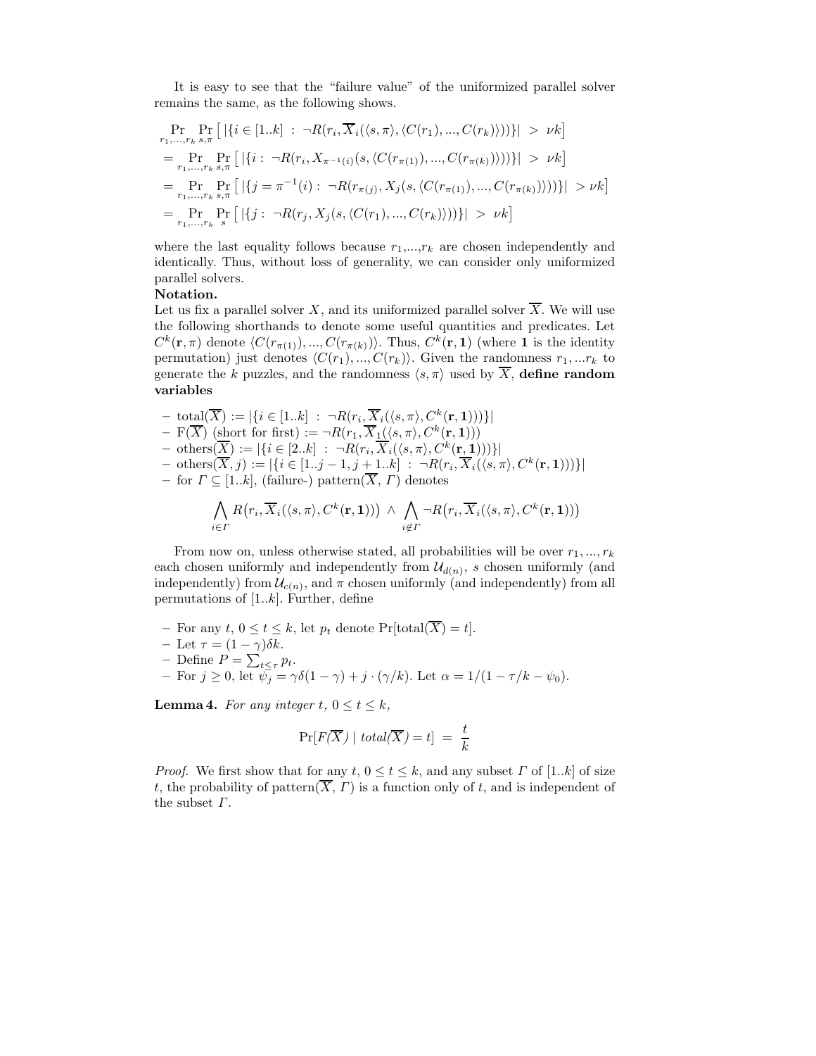It is easy to see that the "failure value" of the uniformized parallel solver remains the same, as the following shows.

$$
\begin{aligned}
&\Pr_{r_1,...,r_k}\Pr_{s,\pi}\left[\,|\{i\in[1..k]\ :\ \neg R(r_i,\overline{X}_i(\langle s,\pi\rangle,\langle C(r_1),...,C(r_k)\rangle))\}|\ >\ \nu k\right]\\
&=\Pr_{r_1,...,r_k}\Pr_{s,\pi}\left[\,|\{i:\ \neg R(r_i,X_{\pi^{-1}(i)}(s,\langle C(r_{\pi(1)}),...,C(r_{\pi(k)})\rangle))\}|\ >\ \nu k\right]\\
&=\Pr_{r_1,...,r_k}\Pr_{s,\pi}\left[\,|\{j=\pi^{-1}(i):\ \neg R(r_{\pi(j)},X_j(s,\langle C(r_{\pi(1)}),...,C(r_{\pi(k)})\rangle))\}|\ >\nu k\right]\\
&=\Pr_{r_1,...,r_k}\Pr_{s}\left[\,|\{j:\ \neg R(r_j,X_j(s,\langle C(r_1),...,C(r_k)\rangle))\}|\ >\ \nu k\right]
\end{aligned}
$$

where the last equality follows because $r_1$,...,$r_k$ are chosen independently and identically. Thus, without loss of generality, we can consider only uniformized parallel solvers.

**Notation.**
Let us fix a parallel solver $X$, and its uniformized parallel solver $\overline{X}$. We will use the following shorthands to denote some useful quantities and predicates. Let $C^k(\mathbf{r},\pi)$ denote $\langle C(r_{\pi(1)}),...,C(r_{\pi(k)})\rangle$. Thus, $C^k(\mathbf{r},\mathbf{1})$ (where $\mathbf{1}$ is the identity permutation) just denotes $\langle C(r_1),...,C(r_k)\rangle$. Given the randomness $r_1,...r_k$ to generate the $k$ puzzles, and the randomness $\langle s,\pi\rangle$ used by $\overline{X}$, **define random variables**

- $\text{total}(\overline{X}) := |\{i\in[1..k]\ :\ \neg R(r_i,\overline{X}_i(\langle s,\pi\rangle,C^k(\mathbf{r},\mathbf{1})))\}|$
- $\text{F}(\overline{X})$ (short for first) $:= \neg R(r_1,\overline{X}_1(\langle s,\pi\rangle,C^k(\mathbf{r},\mathbf{1})))$
- $\text{others}(\overline{X}) := |\{i\in[2..k]\ :\ \neg R(r_i,\overline{X}_i(\langle s,\pi\rangle,C^k(\mathbf{r},\mathbf{1})))\}|$
- $\text{others}(\overline{X},j) := |\{i\in[1..j-1,j+1..k]\ :\ \neg R(r_i,\overline{X}_i(\langle s,\pi\rangle,C^k(\mathbf{r},\mathbf{1})))\}|$
- for $\Gamma\subseteq[1..k]$, (failure-) pattern($\overline{X}$, $\Gamma$) denotes

$$\bigwedge_{i\in\Gamma}R\big(r_i,\overline{X}_i(\langle s,\pi\rangle,C^k(\mathbf{r},\mathbf{1}))\big)\ \wedge\ \bigwedge_{i\notin\Gamma}\neg R\big(r_i,\overline{X}_i(\langle s,\pi\rangle,C^k(\mathbf{r},\mathbf{1}))\big)$$

From now on, unless otherwise stated, all probabilities will be over $r_1,...,r_k$ each chosen uniformly and independently from $\mathcal{U}_{d(n)}$, $s$ chosen uniformly (and independently) from $\mathcal{U}_{c(n)}$, and $\pi$ chosen uniformly (and independently) from all permutations of $[1..k]$. Further, define

- For any $t$, $0\le t\le k$, let $p_t$ denote $\Pr[\text{total}(\overline{X})=t]$.
- Let $\tau=(1-\gamma)\delta k$.
- Define $P=\sum_{t\le\tau}p_t$.
- For $j\ge 0$, let $\psi_j=\gamma\delta(1-\gamma)+j\cdot(\gamma/k)$. Let $\alpha=1/(1-\tau/k-\psi_0)$.

**Lemma 4.** *For any integer $t$, $0\le t\le k$,*

$$\Pr[F(\overline{X})\mid total(\overline{X})=t]\ =\ \frac{t}{k}$$

*Proof.* We first show that for any $t$, $0\le t\le k$, and any subset $\Gamma$ of $[1..k]$ of size $t$, the probability of pattern($\overline{X}$, $\Gamma$) is a function only of $t$, and is independent of the subset $\Gamma$.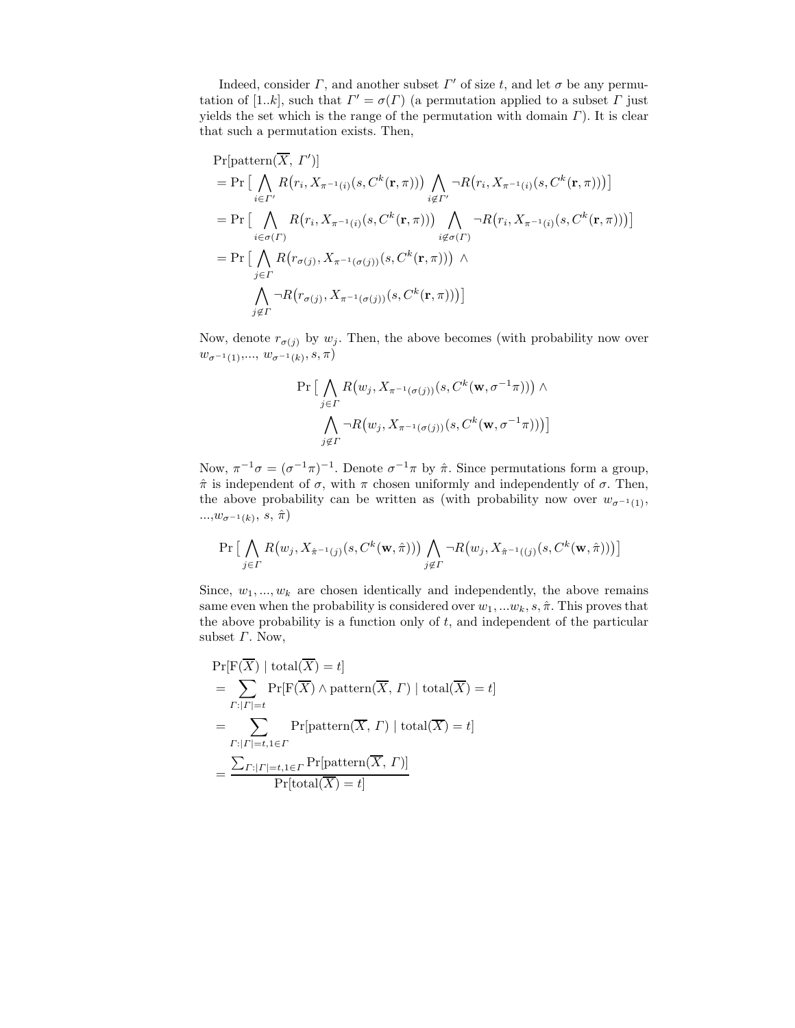Indeed, consider $\Gamma$, and another subset $\Gamma'$ of size $t$, and let $\sigma$ be any permutation of $[1..k]$, such that $\Gamma' = \sigma(\Gamma)$ (a permutation applied to a subset $\Gamma$ just yields the set which is the range of the permutation with domain $\Gamma$). It is clear that such a permutation exists. Then,

$$
\begin{aligned}
&\Pr[\text{pattern}(\overline{X},\, \Gamma')] \\
&= \Pr\big[\bigwedge_{i\in\Gamma'} R\big(r_i, X_{\pi^{-1}(i)}(s, C^k(\mathbf{r},\pi))\big) \bigwedge_{i\notin\Gamma'} \neg R\big(r_i, X_{\pi^{-1}(i)}(s, C^k(\mathbf{r},\pi))\big)\big] \\
&= \Pr\big[\bigwedge_{i\in\sigma(\Gamma)} R\big(r_i, X_{\pi^{-1}(i)}(s, C^k(\mathbf{r},\pi))\big) \bigwedge_{i\notin\sigma(\Gamma)} \neg R\big(r_i, X_{\pi^{-1}(i)}(s, C^k(\mathbf{r},\pi))\big)\big] \\
&= \Pr\big[\bigwedge_{j\in\Gamma} R\big(r_{\sigma(j)}, X_{\pi^{-1}(\sigma(j))}(s, C^k(\mathbf{r},\pi))\big) \ \wedge \\
&\qquad \bigwedge_{j\notin\Gamma} \neg R\big(r_{\sigma(j)}, X_{\pi^{-1}(\sigma(j))}(s, C^k(\mathbf{r},\pi))\big)\big]
\end{aligned}
$$

Now, denote $r_{\sigma(j)}$ by $w_j$. Then, the above becomes (with probability now over $w_{\sigma^{-1}(1)}$,..., $w_{\sigma^{-1}(k)}, s, \pi$)

$$
\begin{aligned}
\Pr\big[\bigwedge_{j\in\Gamma} R\big(w_j, X_{\pi^{-1}(\sigma(j))}(s, C^k(\mathbf{w},\sigma^{-1}\pi))\big) \wedge \\
\bigwedge_{j\notin\Gamma} \neg R\big(w_j, X_{\pi^{-1}(\sigma(j))}(s, C^k(\mathbf{w},\sigma^{-1}\pi))\big)\big]
\end{aligned}
$$

Now, $\pi^{-1}\sigma = (\sigma^{-1}\pi)^{-1}$. Denote $\sigma^{-1}\pi$ by $\hat{\pi}$. Since permutations form a group, $\hat{\pi}$ is independent of $\sigma$, with $\pi$ chosen uniformly and independently of $\sigma$. Then, the above probability can be written as (with probability now over $w_{\sigma^{-1}(1)}$, ...,$w_{\sigma^{-1}(k)}$, $s$, $\hat{\pi}$)

$$
\Pr\big[\bigwedge_{j\in\Gamma} R\big(w_j, X_{\hat{\pi}^{-1}(j)}(s, C^k(\mathbf{w},\hat{\pi}))\big) \bigwedge_{j\notin\Gamma} \neg R\big(w_j, X_{\hat{\pi}^{-1}((j)}(s, C^k(\mathbf{w},\hat{\pi}))\big)\big]
$$

Since, $w_1, ..., w_k$ are chosen identically and independently, the above remains same even when the probability is considered over $w_1, ...w_k, s, \hat{\pi}$. This proves that the above probability is a function only of $t$, and independent of the particular subset $\Gamma$. Now,

$$
\begin{aligned}
&\Pr[\text{F}(\overline{X}) \mid \text{total}(\overline{X}) = t] \\
&= \sum_{\Gamma:|\Gamma|=t} \Pr[\text{F}(\overline{X}) \wedge \text{pattern}(\overline{X},\, \Gamma) \mid \text{total}(\overline{X}) = t] \\
&= \sum_{\Gamma:|\Gamma|=t, 1\in\Gamma} \Pr[\text{pattern}(\overline{X},\, \Gamma) \mid \text{total}(\overline{X}) = t] \\
&= \frac{\sum_{\Gamma:|\Gamma|=t,1\in\Gamma} \Pr[\text{pattern}(\overline{X},\, \Gamma)]}{\Pr[\text{total}(\overline{X}) = t]}
\end{aligned}
$$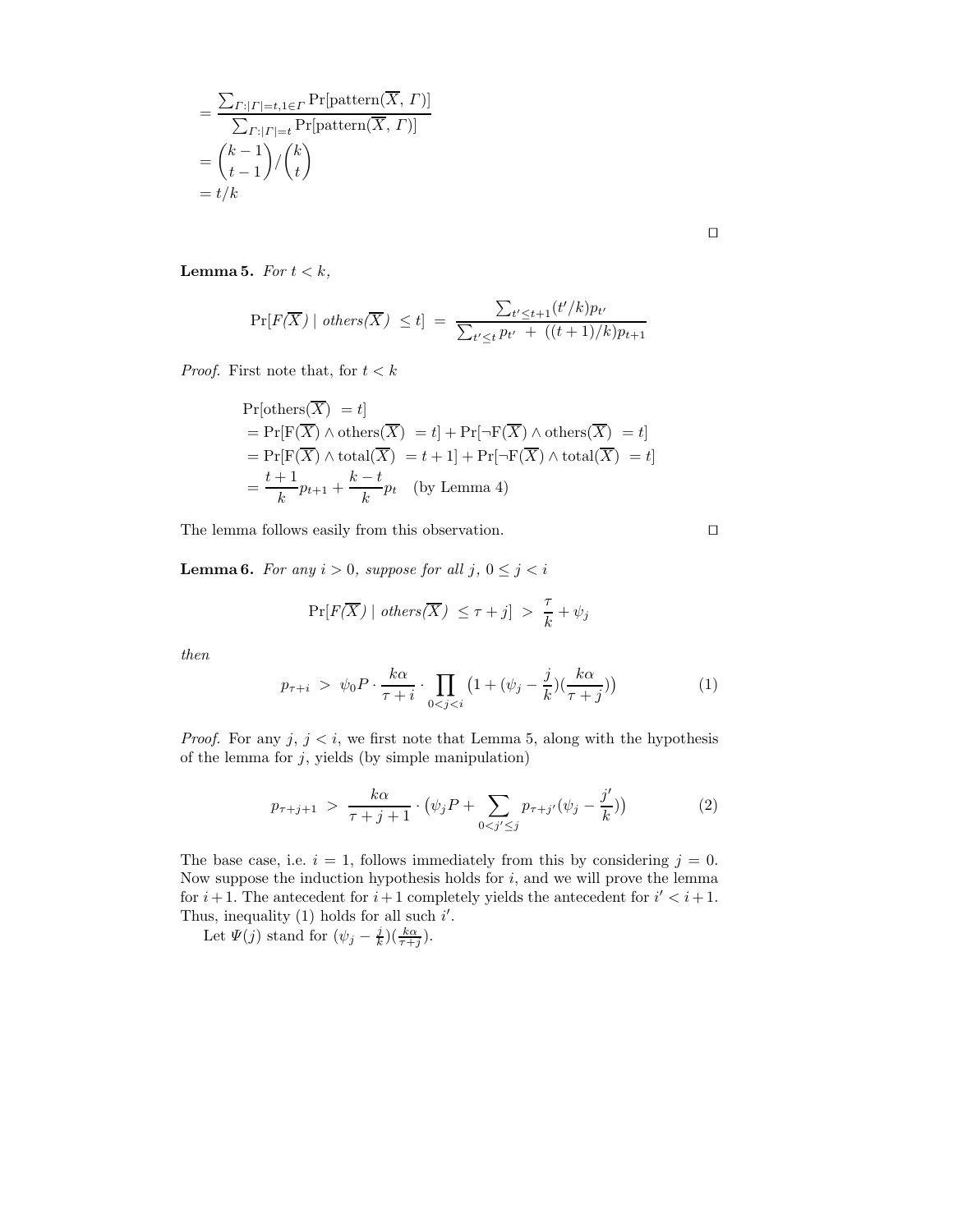$$= \frac{\sum_{\Gamma:|\Gamma|=t,1\in\Gamma} \Pr[\text{pattern}(\overline{X}, \Gamma)]}{\sum_{\Gamma:|\Gamma|=t} \Pr[\text{pattern}(\overline{X}, \Gamma)]}$$
$$= \binom{k-1}{t-1} / \binom{k}{t}$$
$$= t/k$$

□

**Lemma 5.** *For $t < k$,*

$$\Pr[F(\overline{X}) \mid \mathit{others}(\overline{X}) \ \leq t] \ = \ \frac{\sum_{t' \leq t+1} (t'/k) p_{t'}}{\sum_{t' \leq t} p_{t'} \ + \ ((t+1)/k) p_{t+1}}$$

*Proof.* First note that, for $t < k$

$$\begin{aligned}
&\Pr[\text{others}(\overline{X}) \ = t] \\
&= \Pr[\text{F}(\overline{X}) \wedge \text{others}(\overline{X}) \ = t] + \Pr[\neg\text{F}(\overline{X}) \wedge \text{others}(\overline{X}) \ = t] \\
&= \Pr[\text{F}(\overline{X}) \wedge \text{total}(\overline{X}) \ = t+1] + \Pr[\neg\text{F}(\overline{X}) \wedge \text{total}(\overline{X}) \ = t] \\
&= \frac{t+1}{k} p_{t+1} + \frac{k-t}{k} p_t \quad \text{(by Lemma 4)}
\end{aligned}$$

The lemma follows easily from this observation. □

**Lemma 6.** *For any $i > 0$, suppose for all $j$, $0 \leq j < i$*

$$\Pr[F(\overline{X}) \mid \mathit{others}(\overline{X}) \ \leq \tau + j] \ > \ \frac{\tau}{k} + \psi_j$$

*then*

$$p_{\tau+i} \ > \ \psi_0 P \cdot \frac{k\alpha}{\tau + i} \cdot \prod_{0<j<i} \left(1 + (\psi_j - \frac{j}{k})(\frac{k\alpha}{\tau + j})\right) \tag{1}$$

*Proof.* For any $j$, $j < i$, we first note that Lemma 5, along with the hypothesis of the lemma for $j$, yields (by simple manipulation)

$$p_{\tau+j+1} \ > \ \frac{k\alpha}{\tau + j + 1} \cdot \left(\psi_j P + \sum_{0<j'\leq j} p_{\tau+j'}(\psi_j - \frac{j'}{k})\right) \tag{2}$$

The base case, i.e. $i = 1$, follows immediately from this by considering $j = 0$. Now suppose the induction hypothesis holds for $i$, and we will prove the lemma for $i+1$. The antecedent for $i+1$ completely yields the antecedent for $i' < i+1$. Thus, inequality (1) holds for all such $i'$.

Let $\Psi(j)$ stand for $(\psi_j - \frac{j}{k})(\frac{k\alpha}{\tau+j})$.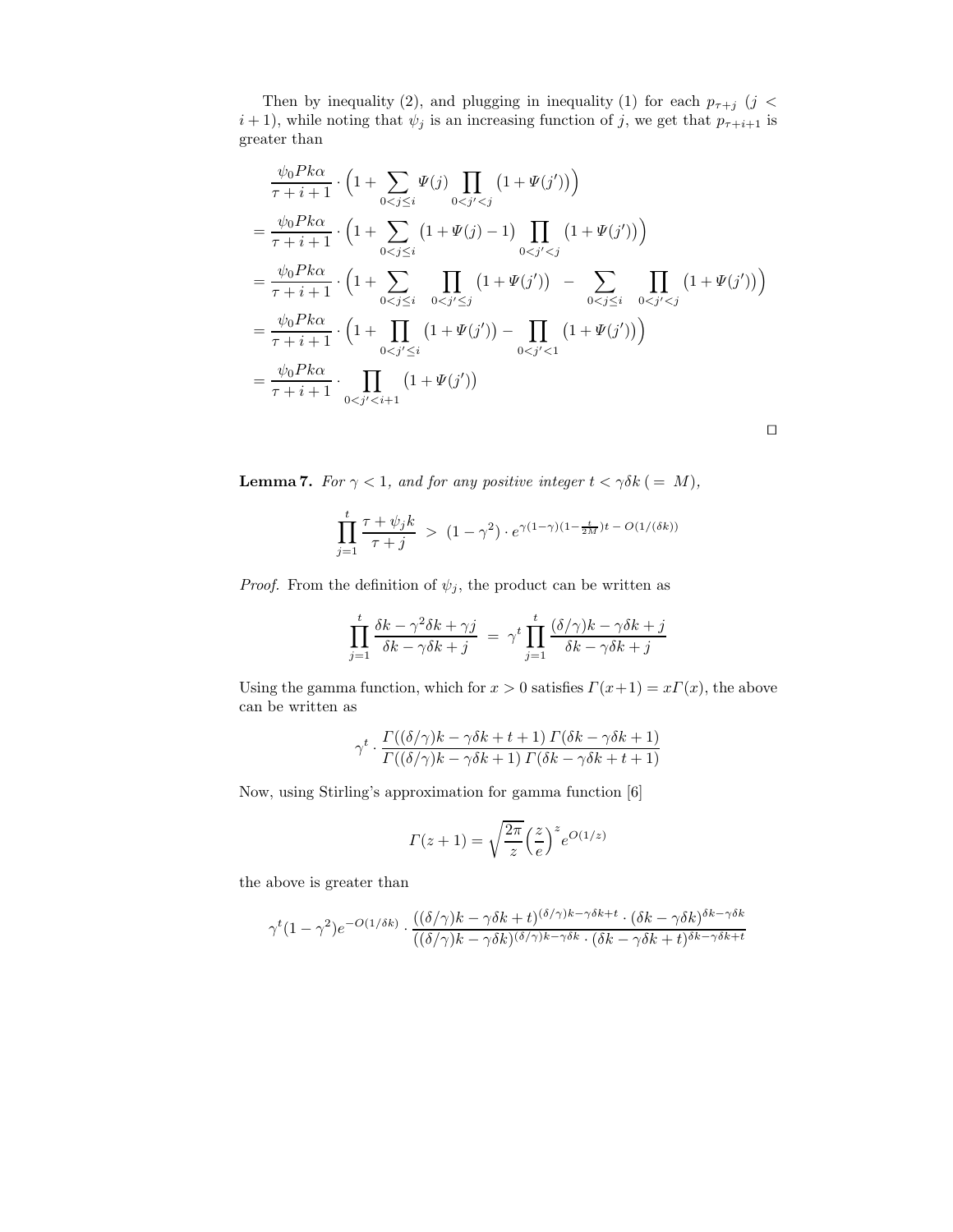Then by inequality (2), and plugging in inequality (1) for each $p_{\tau+j}$ ($j < i+1$), while noting that $\psi_j$ is an increasing function of $j$, we get that $p_{\tau+i+1}$ is greater than

$$
\begin{aligned}
&\frac{\psi_0 P k \alpha}{\tau+i+1} \cdot \Big(1 + \sum_{0<j\leq i} \Psi(j) \prod_{0<j'<j} \big(1+\Psi(j')\big)\Big) \\
&= \frac{\psi_0 P k \alpha}{\tau+i+1} \cdot \Big(1 + \sum_{0<j\leq i} \big(1+\Psi(j)-1\big) \prod_{0<j'<j} \big(1+\Psi(j')\big)\Big) \\
&= \frac{\psi_0 P k \alpha}{\tau+i+1} \cdot \Big(1 + \sum_{0<j\leq i} \prod_{0<j'\leq j} \big(1+\Psi(j')\big) \;-\; \sum_{0<j\leq i} \prod_{0<j'<j} \big(1+\Psi(j')\big)\Big) \\
&= \frac{\psi_0 P k \alpha}{\tau+i+1} \cdot \Big(1 + \prod_{0<j'\leq i} \big(1+\Psi(j')\big) - \prod_{0<j'<1} \big(1+\Psi(j')\big)\Big) \\
&= \frac{\psi_0 P k \alpha}{\tau+i+1} \cdot \prod_{0<j'<i+1} \big(1+\Psi(j')\big)
\end{aligned}
$$

□

**Lemma 7.** *For $\gamma < 1$, and for any positive integer $t < \gamma\delta k$ $(= M)$,*

$$
\prod_{j=1}^{t} \frac{\tau + \psi_j k}{\tau + j} \;>\; (1-\gamma^2) \cdot e^{\gamma(1-\gamma)(1-\frac{t}{2M})t - O(1/(\delta k))}
$$

*Proof.* From the definition of $\psi_j$, the product can be written as

$$
\prod_{j=1}^{t} \frac{\delta k - \gamma^2 \delta k + \gamma j}{\delta k - \gamma \delta k + j} \;=\; \gamma^t \prod_{j=1}^{t} \frac{(\delta/\gamma)k - \gamma \delta k + j}{\delta k - \gamma \delta k + j}
$$

Using the gamma function, which for $x > 0$ satisfies $\Gamma(x+1) = x\Gamma(x)$, the above can be written as

$$
\gamma^t \cdot \frac{\Gamma((\delta/\gamma)k - \gamma\delta k + t + 1)\, \Gamma(\delta k - \gamma \delta k + 1)}{\Gamma((\delta/\gamma)k - \gamma\delta k + 1)\, \Gamma(\delta k - \gamma\delta k + t + 1)}
$$

Now, using Stirling's approximation for gamma function [6]

$$
\Gamma(z+1) = \sqrt{\frac{2\pi}{z}} \Big(\frac{z}{e}\Big)^z e^{O(1/z)}
$$

the above is greater than

$$
\gamma^t (1-\gamma^2) e^{-O(1/\delta k)} \cdot \frac{((\delta/\gamma)k - \gamma\delta k + t)^{(\delta/\gamma)k - \gamma\delta k + t} \cdot (\delta k - \gamma \delta k)^{\delta k - \gamma \delta k}}{((\delta/\gamma)k - \gamma\delta k)^{(\delta/\gamma)k - \gamma\delta k} \cdot (\delta k - \gamma\delta k + t)^{\delta k - \gamma\delta k + t}}
$$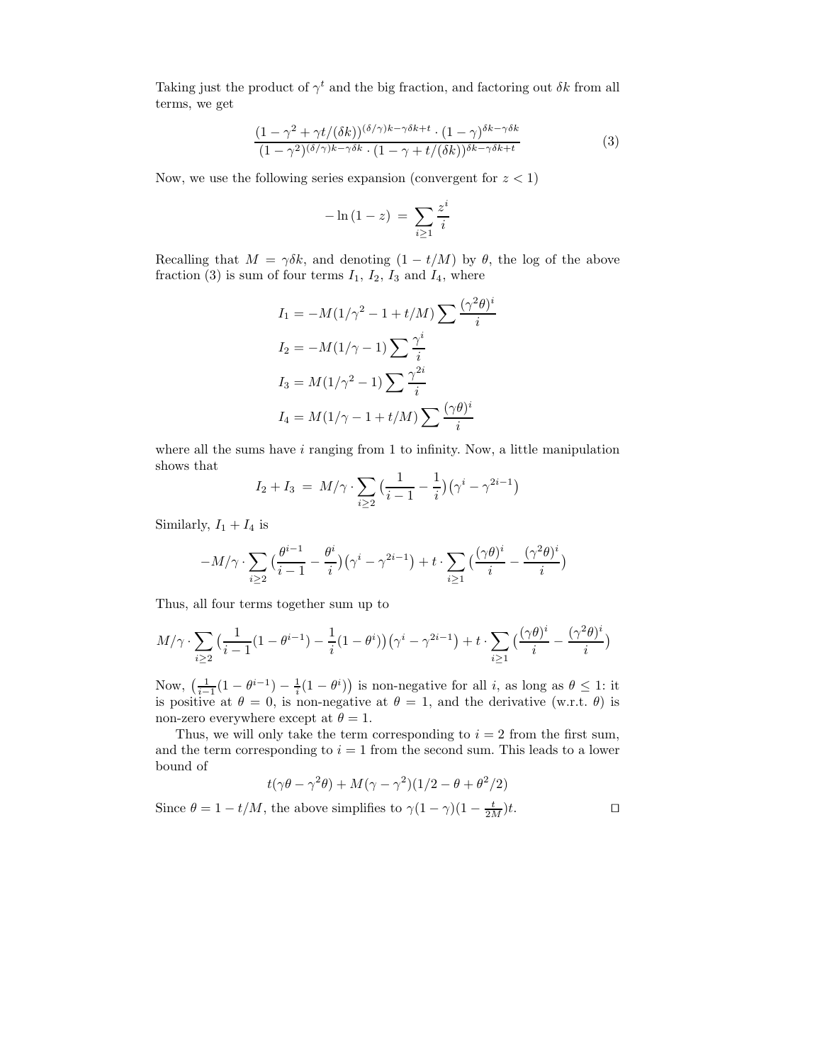Taking just the product of $\gamma^t$ and the big fraction, and factoring out $\delta k$ from all terms, we get

$$\frac{(1-\gamma^2+\gamma t/(\delta k))^{(\delta/\gamma)k-\gamma\delta k+t}\cdot(1-\gamma)^{\delta k-\gamma\delta k}}{(1-\gamma^2)^{(\delta/\gamma)k-\gamma\delta k}\cdot(1-\gamma+t/(\delta k))^{\delta k-\gamma\delta k+t}} \tag{3}$$

Now, we use the following series expansion (convergent for $z<1$)

$$-\ln(1-z) \;=\; \sum_{i\geq 1}\frac{z^i}{i}$$

Recalling that $M=\gamma\delta k$, and denoting $(1-t/M)$ by $\theta$, the log of the above fraction (3) is sum of four terms $I_1$, $I_2$, $I_3$ and $I_4$, where

$$I_1 = -M(1/\gamma^2-1+t/M)\sum\frac{(\gamma^2\theta)^i}{i}$$

$$I_2 = -M(1/\gamma-1)\sum\frac{\gamma^i}{i}$$

$$I_3 = M(1/\gamma^2-1)\sum\frac{\gamma^{2i}}{i}$$

$$I_4 = M(1/\gamma-1+t/M)\sum\frac{(\gamma\theta)^i}{i}$$

where all the sums have $i$ ranging from 1 to infinity. Now, a little manipulation shows that

$$I_2+I_3 \;=\; M/\gamma\cdot\sum_{i\geq 2}\big(\frac{1}{i-1}-\frac{1}{i}\big)\big(\gamma^i-\gamma^{2i-1}\big)$$

Similarly, $I_1+I_4$ is

$$-M/\gamma\cdot\sum_{i\geq 2}\big(\frac{\theta^{i-1}}{i-1}-\frac{\theta^i}{i}\big)\big(\gamma^i-\gamma^{2i-1}\big)+t\cdot\sum_{i\geq 1}\big(\frac{(\gamma\theta)^i}{i}-\frac{(\gamma^2\theta)^i}{i}\big)$$

Thus, all four terms together sum up to

$$M/\gamma\cdot\sum_{i\geq 2}\big(\frac{1}{i-1}(1-\theta^{i-1})-\frac{1}{i}(1-\theta^i)\big)\big(\gamma^i-\gamma^{2i-1}\big)+t\cdot\sum_{i\geq 1}\big(\frac{(\gamma\theta)^i}{i}-\frac{(\gamma^2\theta)^i}{i}\big)$$

Now, $\big(\frac{1}{i-1}(1-\theta^{i-1})-\frac{1}{i}(1-\theta^i)\big)$ is non-negative for all $i$, as long as $\theta\leq 1$: it is positive at $\theta=0$, is non-negative at $\theta=1$, and the derivative (w.r.t. $\theta$) is non-zero everywhere except at $\theta=1$.

Thus, we will only take the term corresponding to $i=2$ from the first sum, and the term corresponding to $i=1$ from the second sum. This leads to a lower bound of

$$t(\gamma\theta-\gamma^2\theta)+M(\gamma-\gamma^2)(1/2-\theta+\theta^2/2)$$

Since $\theta=1-t/M$, the above simplifies to $\gamma(1-\gamma)(1-\frac{t}{2M})t$. □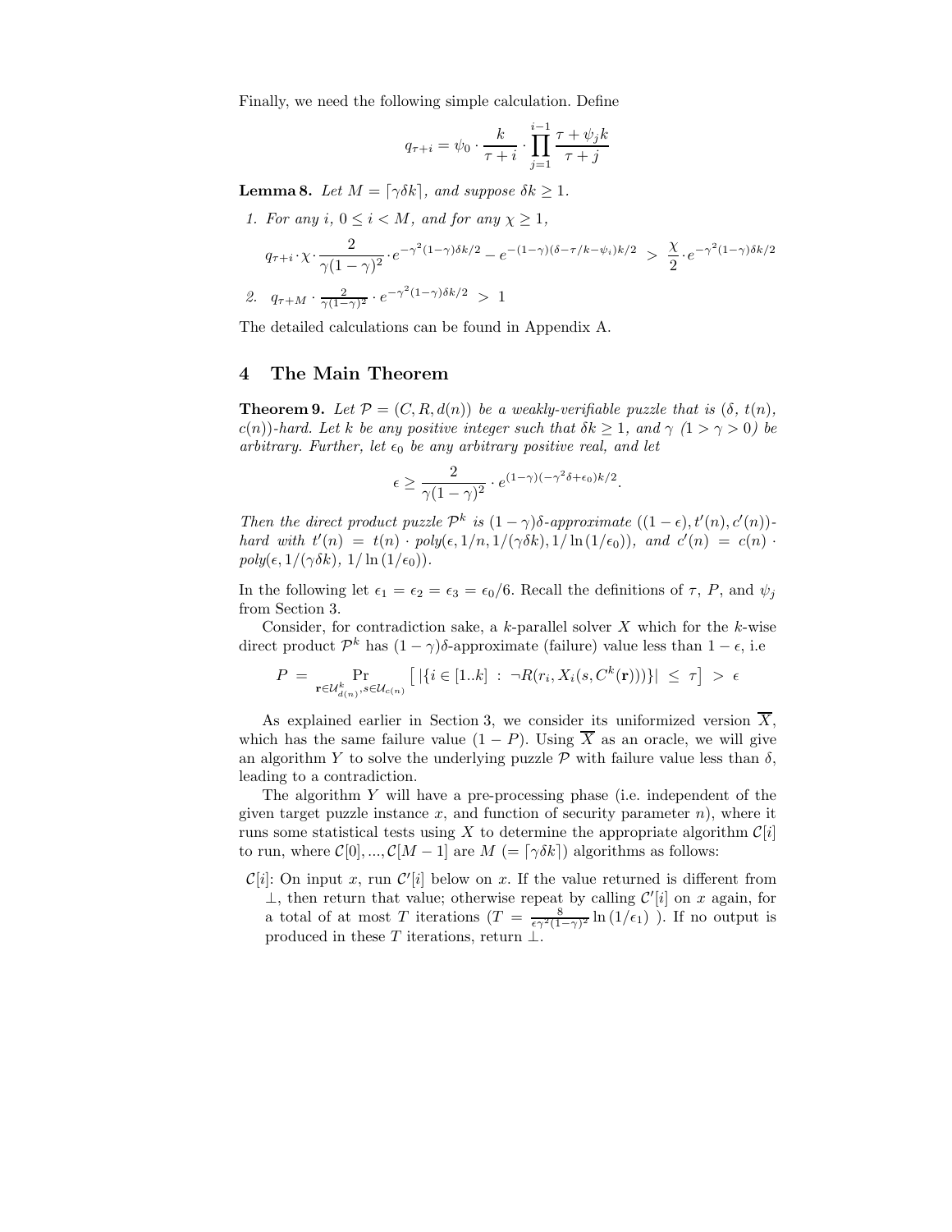Finally, we need the following simple calculation. Define

$$q_{\tau+i} = \psi_0 \cdot \frac{k}{\tau+i} \cdot \prod_{j=1}^{i-1} \frac{\tau + \psi_j k}{\tau + j}$$

**Lemma 8.** *Let $M = \lceil \gamma \delta k \rceil$, and suppose $\delta k \geq 1$.*

1. *For any $i$, $0 \leq i < M$, and for any $\chi \geq 1$,*

$$q_{\tau+i} \cdot \chi \cdot \frac{2}{\gamma(1-\gamma)^2} \cdot e^{-\gamma^2(1-\gamma)\delta k/2} - e^{-(1-\gamma)(\delta - \tau/k - \psi_i)k/2} \;>\; \frac{\chi}{2} \cdot e^{-\gamma^2(1-\gamma)\delta k/2}$$

2. $q_{\tau+M} \cdot \frac{2}{\gamma(1-\gamma)^2} \cdot e^{-\gamma^2(1-\gamma)\delta k/2} \;>\; 1$

The detailed calculations can be found in Appendix A.

# 4 The Main Theorem

**Theorem 9.** *Let $\mathcal{P} = (C, R, d(n))$ be a weakly-verifiable puzzle that is $(\delta,\, t(n),\, c(n))$-hard. Let $k$ be any positive integer such that $\delta k \geq 1$, and $\gamma$ $(1 > \gamma > 0)$ be arbitrary. Further, let $\epsilon_0$ be any arbitrary positive real, and let*

$$\epsilon \geq \frac{2}{\gamma(1-\gamma)^2} \cdot e^{(1-\gamma)(-\gamma^2\delta + \epsilon_0)k/2}.$$

*Then the direct product puzzle $\mathcal{P}^k$ is $(1-\gamma)\delta$-approximate $((1-\epsilon), t'(n), c'(n))$-hard with $t'(n) = t(n) \cdot poly(\epsilon, 1/n, 1/(\gamma\delta k), 1/\ln(1/\epsilon_0))$, and $c'(n) = c(n) \cdot poly(\epsilon, 1/(\gamma\delta k),\, 1/\ln(1/\epsilon_0))$.*

In the following let $\epsilon_1 = \epsilon_2 = \epsilon_3 = \epsilon_0/6$. Recall the definitions of $\tau$, $P$, and $\psi_j$ from Section 3.

Consider, for contradiction sake, a $k$-parallel solver $X$ which for the $k$-wise direct product $\mathcal{P}^k$ has $(1-\gamma)\delta$-approximate (failure) value less than $1-\epsilon$, i.e

$$P \;=\; \Pr_{\mathbf{r} \in \mathcal{U}^k_{d(n)},\, s \in \mathcal{U}_{c(n)}} \left[\, |\{i \in [1..k] \;:\; \neg R(r_i, X_i(s, C^k(\mathbf{r})))\}| \;\leq\; \tau \right] \;>\; \epsilon$$

As explained earlier in Section 3, we consider its uniformized version $\overline{X}$, which has the same failure value $(1-P)$. Using $\overline{X}$ as an oracle, we will give an algorithm $Y$ to solve the underlying puzzle $\mathcal{P}$ with failure value less than $\delta$, leading to a contradiction.

The algorithm $Y$ will have a pre-processing phase (i.e. independent of the given target puzzle instance $x$, and function of security parameter $n$), where it runs some statistical tests using $X$ to determine the appropriate algorithm $\mathcal{C}[i]$ to run, where $\mathcal{C}[0], ..., \mathcal{C}[M-1]$ are $M$ $(= \lceil \gamma\delta k \rceil)$ algorithms as follows:

$\mathcal{C}[i]$: On input $x$, run $\mathcal{C}'[i]$ below on $x$. If the value returned is different from $\perp$, then return that value; otherwise repeat by calling $\mathcal{C}'[i]$ on $x$ again, for a total of at most $T$ iterations ($T = \frac{8}{\epsilon\gamma^2(1-\gamma)^2} \ln(1/\epsilon_1)$ ). If no output is produced in these $T$ iterations, return $\perp$.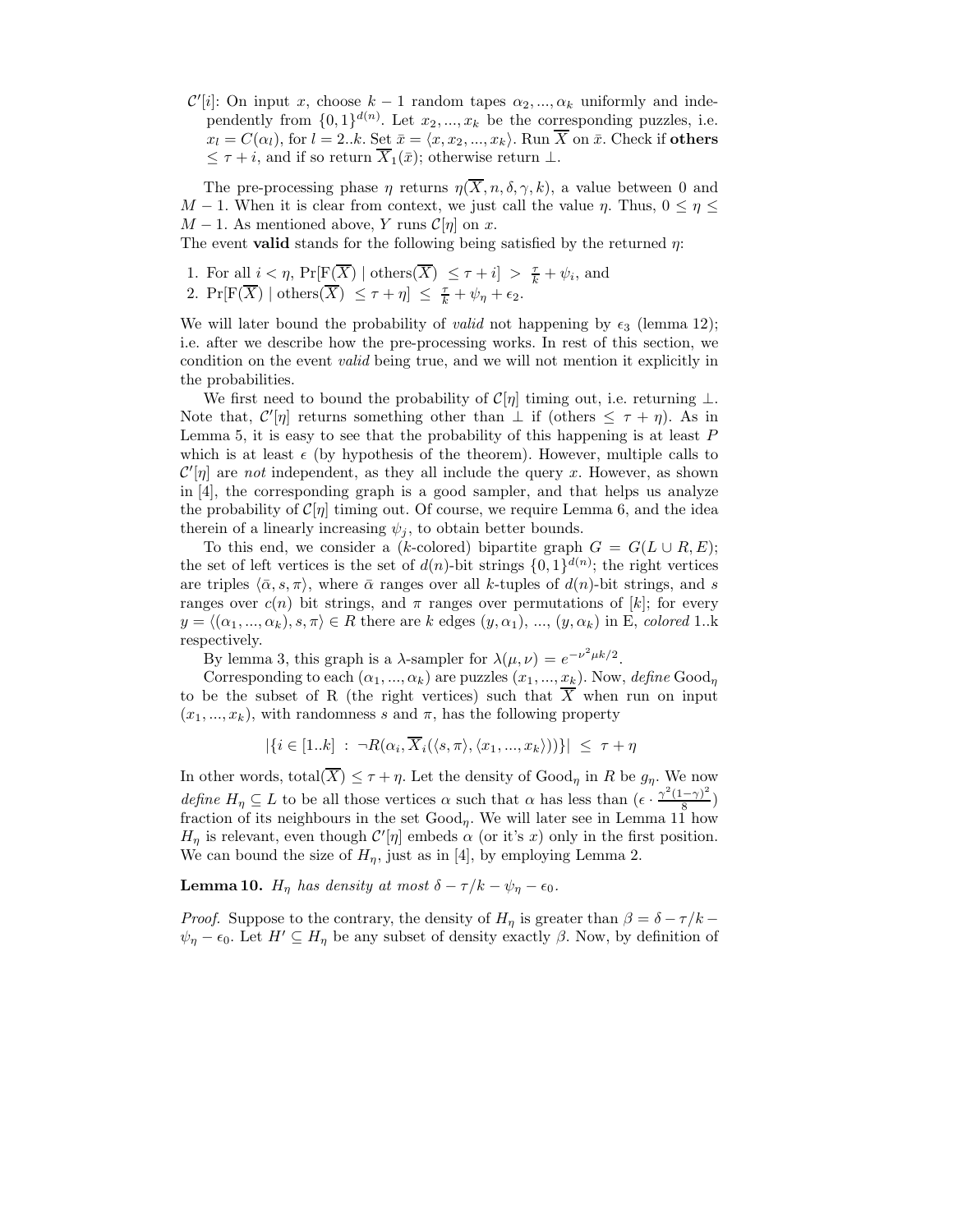$\mathcal{C}'[i]$: On input $x$, choose $k-1$ random tapes $\alpha_2, ..., \alpha_k$ uniformly and independently from $\{0,1\}^{d(n)}$. Let $x_2, ..., x_k$ be the corresponding puzzles, i.e. $x_l = C(\alpha_l)$, for $l = 2..k$. Set $\bar{x} = \langle x, x_2, ..., x_k \rangle$. Run $\overline{X}$ on $\bar{x}$. Check if **others** $\leq \tau + i$, and if so return $\overline{X}_1(\bar{x})$; otherwise return $\perp$.

The pre-processing phase $\eta$ returns $\eta(\overline{X}, n, \delta, \gamma, k)$, a value between 0 and $M-1$. When it is clear from context, we just call the value $\eta$. Thus, $0 \leq \eta \leq M-1$. As mentioned above, $Y$ runs $\mathcal{C}[\eta]$ on $x$.

The event **valid** stands for the following being satisfied by the returned $\eta$:

1. For all $i < \eta$, $\Pr[\mathrm{F}(\overline{X}) \mid \mathrm{others}(\overline{X}) \leq \tau + i] > \frac{\tau}{k} + \psi_i$, and
2. $\Pr[\mathrm{F}(\overline{X}) \mid \mathrm{others}(\overline{X}) \leq \tau + \eta] \leq \frac{\tau}{k} + \psi_\eta + \epsilon_2$.

We will later bound the probability of *valid* not happening by $\epsilon_3$ (lemma 12); i.e. after we describe how the pre-processing works. In rest of this section, we condition on the event *valid* being true, and we will not mention it explicitly in the probabilities.

We first need to bound the probability of $\mathcal{C}[\eta]$ timing out, i.e. returning $\perp$. Note that, $\mathcal{C}'[\eta]$ returns something other than $\perp$ if (others $\leq \tau + \eta$). As in Lemma 5, it is easy to see that the probability of this happening is at least $P$ which is at least $\epsilon$ (by hypothesis of the theorem). However, multiple calls to $\mathcal{C}'[\eta]$ are *not* independent, as they all include the query $x$. However, as shown in [4], the corresponding graph is a good sampler, and that helps us analyze the probability of $\mathcal{C}[\eta]$ timing out. Of course, we require Lemma 6, and the idea therein of a linearly increasing $\psi_j$, to obtain better bounds.

To this end, we consider a ($k$-colored) bipartite graph $G = G(L \cup R, E)$; the set of left vertices is the set of $d(n)$-bit strings $\{0,1\}^{d(n)}$; the right vertices are triples $\langle \bar{\alpha}, s, \pi \rangle$, where $\bar{\alpha}$ ranges over all $k$-tuples of $d(n)$-bit strings, and $s$ ranges over $c(n)$ bit strings, and $\pi$ ranges over permutations of $[k]$; for every $y = \langle (\alpha_1, ..., \alpha_k), s, \pi \rangle \in R$ there are $k$ edges $(y, \alpha_1)$, ..., $(y, \alpha_k)$ in E, *colored* 1..k respectively.

By lemma 3, this graph is a $\lambda$-sampler for $\lambda(\mu, \nu) = e^{-\nu^2 \mu k/2}$.

Corresponding to each $(\alpha_1, ..., \alpha_k)$ are puzzles $(x_1, ..., x_k)$. Now, *define* $\mathrm{Good}_\eta$ to be the subset of R (the right vertices) such that $\overline{X}$ when run on input $(x_1, ..., x_k)$, with randomness $s$ and $\pi$, has the following property

$$|\{i \in [1..k] \ : \ \neg R(\alpha_i, \overline{X}_i(\langle s, \pi \rangle, \langle x_1, ..., x_k \rangle))\}| \ \leq \ \tau + \eta$$

In other words, $\mathrm{total}(\overline{X}) \leq \tau + \eta$. Let the density of $\mathrm{Good}_\eta$ in $R$ be $g_\eta$. We now *define* $H_\eta \subseteq L$ to be all those vertices $\alpha$ such that $\alpha$ has less than $(\epsilon \cdot \frac{\gamma^2(1-\gamma)^2}{8})$ fraction of its neighbours in the set $\mathrm{Good}_\eta$. We will later see in Lemma 11 how $H_\eta$ is relevant, even though $\mathcal{C}'[\eta]$ embeds $\alpha$ (or it's $x$) only in the first position. We can bound the size of $H_\eta$, just as in [4], by employing Lemma 2.

**Lemma 10.** *$H_\eta$ has density at most $\delta - \tau/k - \psi_\eta - \epsilon_0$.*

*Proof.* Suppose to the contrary, the density of $H_\eta$ is greater than $\beta = \delta - \tau/k - \psi_\eta - \epsilon_0$. Let $H' \subseteq H_\eta$ be any subset of density exactly $\beta$. Now, by definition of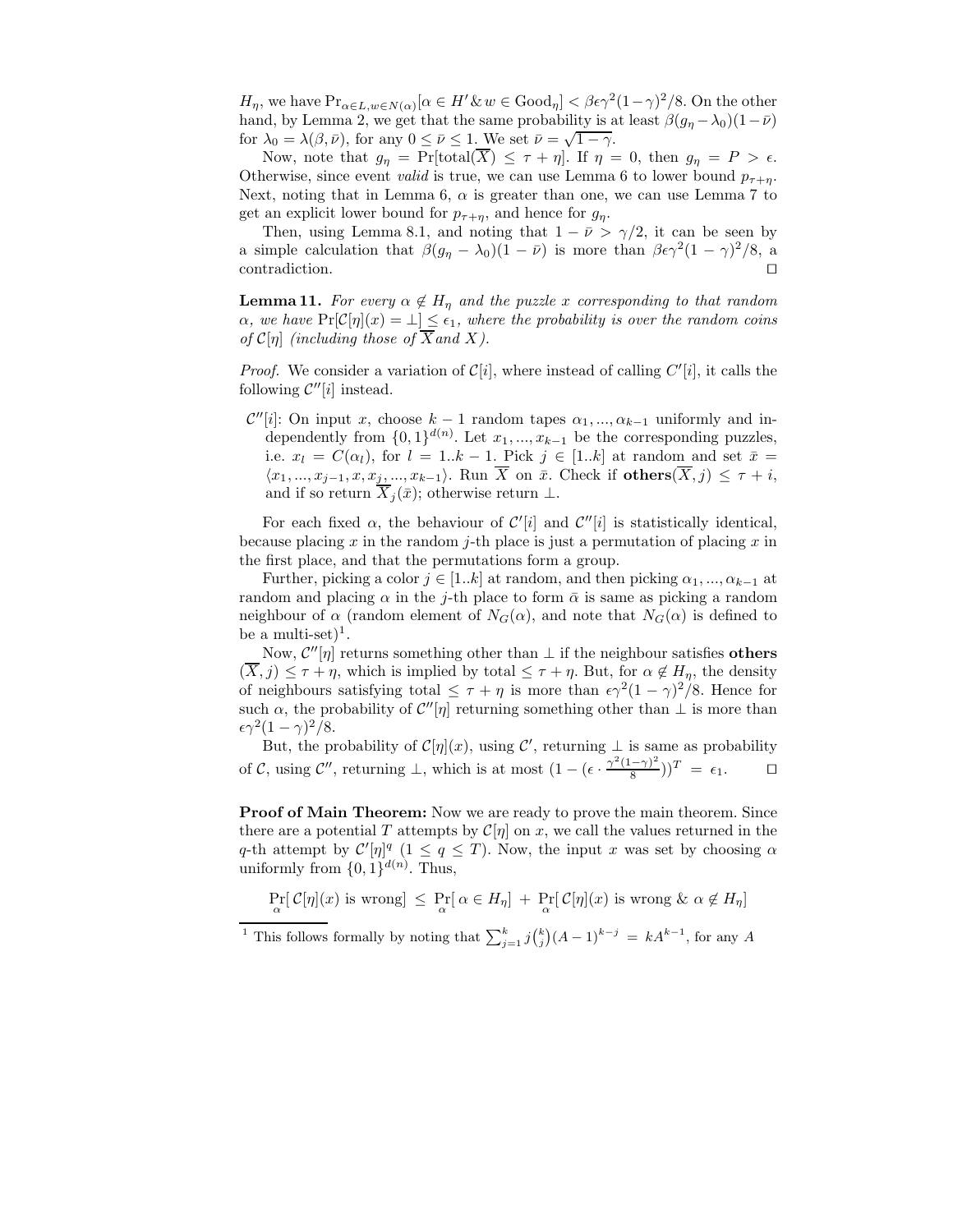$H_\eta$, we have $\Pr_{\alpha \in L, w \in N(\alpha)}[\alpha \in H' \,\&\, w \in \text{Good}_\eta] < \beta\epsilon\gamma^2(1-\gamma)^2/8$. On the other hand, by Lemma 2, we get that the same probability is at least $\beta(g_\eta - \lambda_0)(1-\bar{\nu})$ for $\lambda_0 = \lambda(\beta, \bar{\nu})$, for any $0 \leq \bar{\nu} \leq 1$. We set $\bar{\nu} = \sqrt{1-\gamma}$.

Now, note that $g_\eta = \Pr[\text{total}(\overline{X}) \leq \tau + \eta]$. If $\eta = 0$, then $g_\eta = P > \epsilon$. Otherwise, since event *valid* is true, we can use Lemma 6 to lower bound $p_{\tau+\eta}$. Next, noting that in Lemma 6, $\alpha$ is greater than one, we can use Lemma 7 to get an explicit lower bound for $p_{\tau+\eta}$, and hence for $g_\eta$.

Then, using Lemma 8.1, and noting that $1 - \bar{\nu} > \gamma/2$, it can be seen by a simple calculation that $\beta(g_\eta - \lambda_0)(1-\bar{\nu})$ is more than $\beta\epsilon\gamma^2(1-\gamma)^2/8$, a contradiction. ☐

**Lemma 11.** *For every $\alpha \notin H_\eta$ and the puzzle $x$ corresponding to that random $\alpha$, we have $\Pr[\mathcal{C}[\eta](x) = \bot] \leq \epsilon_1$, where the probability is over the random coins of $\mathcal{C}[\eta]$ (including those of $\overline{X}$ and $X$).*

*Proof.* We consider a variation of $\mathcal{C}[i]$, where instead of calling $C'[i]$, it calls the following $\mathcal{C}''[i]$ instead.

- $\mathcal{C}''[i]$: On input $x$, choose $k-1$ random tapes $\alpha_1, ..., \alpha_{k-1}$ uniformly and independently from $\{0,1\}^{d(n)}$. Let $x_1, ..., x_{k-1}$ be the corresponding puzzles, i.e. $x_l = C(\alpha_l)$, for $l = 1..k-1$. Pick $j \in [1..k]$ at random and set $\bar{x} = \langle x_1, ..., x_{j-1}, x, x_j, ..., x_{k-1}\rangle$. Run $\overline{X}$ on $\bar{x}$. Check if $\textbf{others}(\overline{X}, j) \leq \tau + i$, and if so return $\overline{X}_j(\bar{x})$; otherwise return $\bot$.

For each fixed $\alpha$, the behaviour of $\mathcal{C}'[i]$ and $\mathcal{C}''[i]$ is statistically identical, because placing $x$ in the random $j$-th place is just a permutation of placing $x$ in the first place, and that the permutations form a group.

Further, picking a color $j \in [1..k]$ at random, and then picking $\alpha_1, ..., \alpha_{k-1}$ at random and placing $\alpha$ in the $j$-th place to form $\bar{\alpha}$ is same as picking a random neighbour of $\alpha$ (random element of $N_G(\alpha)$, and note that $N_G(\alpha)$ is defined to be a multi-set)[1].

Now, $\mathcal{C}''[\eta]$ returns something other than $\bot$ if the neighbour satisfies $\textbf{others}(\overline{X}, j) \leq \tau + \eta$, which is implied by total $\leq \tau + \eta$. But, for $\alpha \notin H_\eta$, the density of neighbours satisfying total $\leq \tau + \eta$ is more than $\epsilon\gamma^2(1-\gamma)^2/8$. Hence for such $\alpha$, the probability of $\mathcal{C}''[\eta]$ returning something other than $\bot$ is more than $\epsilon\gamma^2(1-\gamma)^2/8$.

But, the probability of $\mathcal{C}[\eta](x)$, using $\mathcal{C}'$, returning $\bot$ is same as probability of $\mathcal{C}$, using $\mathcal{C}''$, returning $\bot$, which is at most $(1 - (\epsilon \cdot \frac{\gamma^2(1-\gamma)^2}{8}))^T = \epsilon_1$. ☐

**Proof of Main Theorem:** Now we are ready to prove the main theorem. Since there are a potential $T$ attempts by $\mathcal{C}[\eta]$ on $x$, we call the values returned in the $q$-th attempt by $\mathcal{C}'[\eta]^q$ ($1 \leq q \leq T$). Now, the input $x$ was set by choosing $\alpha$ uniformly from $\{0,1\}^{d(n)}$. Thus,

$$\Pr_\alpha[\,\mathcal{C}[\eta](x) \text{ is wrong}] \leq \Pr_\alpha[\,\alpha \in H_\eta] + \Pr_\alpha[\,\mathcal{C}[\eta](x) \text{ is wrong } \& \ \alpha \notin H_\eta]$$

[1] This follows formally by noting that $\sum_{j=1}^{k} j\binom{k}{j}(A-1)^{k-j} = kA^{k-1}$, for any $A$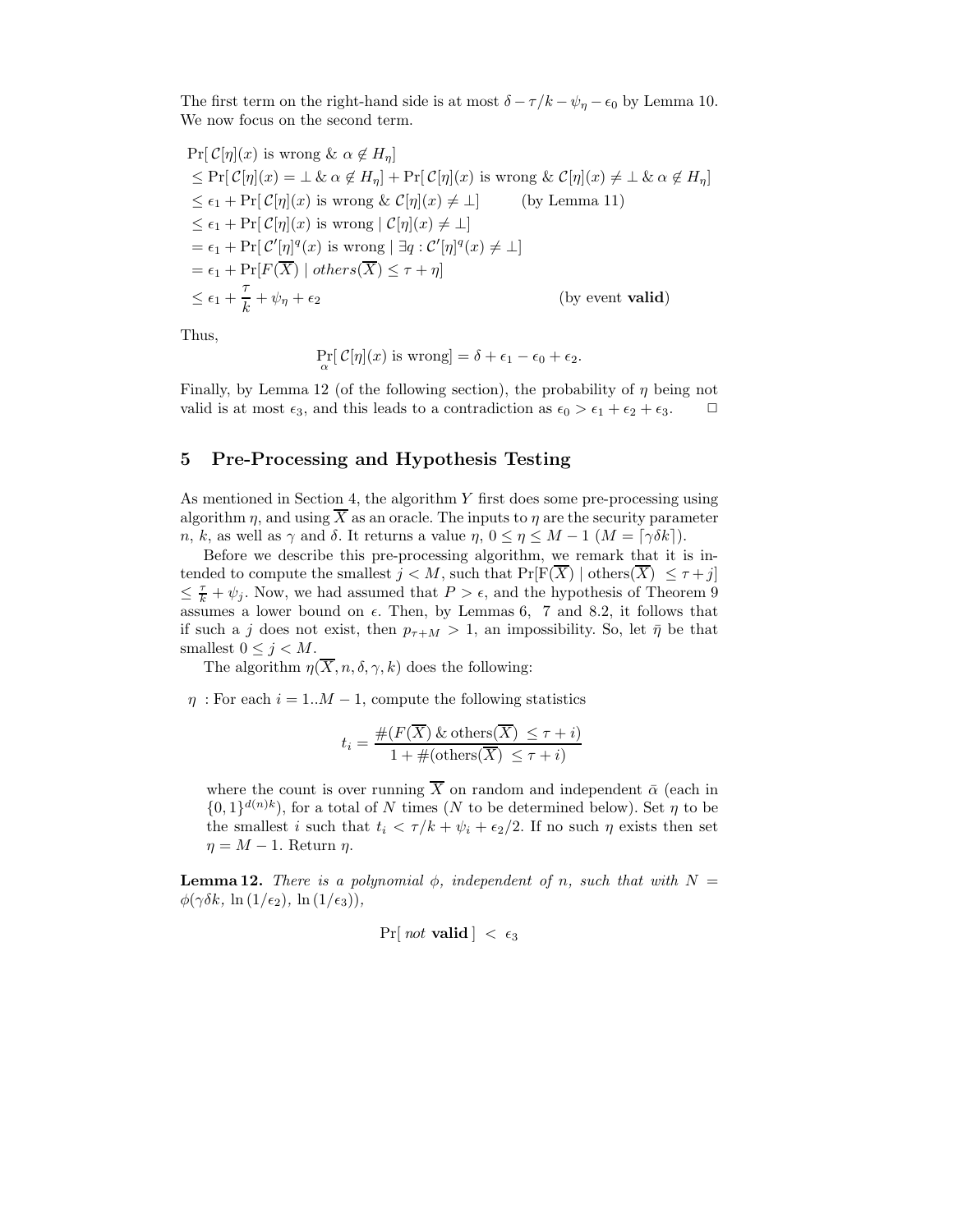The first term on the right-hand side is at most $\delta - \tau/k - \psi_\eta - \epsilon_0$ by Lemma 10. We now focus on the second term.

$$
\begin{aligned}
&\Pr[\,\mathcal{C}[\eta](x) \text{ is wrong } \&\ \alpha \notin H_\eta] \\
&\leq \Pr[\,\mathcal{C}[\eta](x) = \bot \ \&\ \alpha \notin H_\eta] + \Pr[\,\mathcal{C}[\eta](x) \text{ is wrong } \&\ \mathcal{C}[\eta](x) \neq \bot \ \&\ \alpha \notin H_\eta] \\
&\leq \epsilon_1 + \Pr[\,\mathcal{C}[\eta](x) \text{ is wrong } \&\ \mathcal{C}[\eta](x) \neq \bot] \qquad \text{(by Lemma 11)} \\
&\leq \epsilon_1 + \Pr[\,\mathcal{C}[\eta](x) \text{ is wrong} \mid \mathcal{C}[\eta](x) \neq \bot] \\
&= \epsilon_1 + \Pr[\,\mathcal{C}'[\eta]^q(x) \text{ is wrong} \mid \exists q : \mathcal{C}'[\eta]^q(x) \neq \bot] \\
&= \epsilon_1 + \Pr[F(\overline{X}) \mid \mathit{others}(\overline{X}) \leq \tau + \eta] \\
&\leq \epsilon_1 + \frac{\tau}{k} + \psi_\eta + \epsilon_2 \qquad \text{(by event } \textbf{valid}\text{)}
\end{aligned}
$$

Thus,

$$
\Pr_\alpha[\,\mathcal{C}[\eta](x) \text{ is wrong}] = \delta + \epsilon_1 - \epsilon_0 + \epsilon_2.
$$

Finally, by Lemma 12 (of the following section), the probability of $\eta$ being not valid is at most $\epsilon_3$, and this leads to a contradiction as $\epsilon_0 > \epsilon_1 + \epsilon_2 + \epsilon_3$. □

## 5 Pre-Processing and Hypothesis Testing

As mentioned in Section 4, the algorithm $Y$ first does some pre-processing using algorithm $\eta$, and using $\overline{X}$ as an oracle. The inputs to $\eta$ are the security parameter $n$, $k$, as well as $\gamma$ and $\delta$. It returns a value $\eta$, $0 \leq \eta \leq M-1$ ($M = \lceil \gamma\delta k \rceil$).

Before we describe this pre-processing algorithm, we remark that it is intended to compute the smallest $j < M$, such that $\Pr[\mathrm{F}(\overline{X}) \mid \mathrm{others}(\overline{X}) \ \leq \tau + j] \leq \frac{\tau}{k} + \psi_j$. Now, we had assumed that $P > \epsilon$, and the hypothesis of Theorem 9 assumes a lower bound on $\epsilon$. Then, by Lemmas 6, 7 and 8.2, it follows that if such a $j$ does not exist, then $p_{\tau+M} > 1$, an impossibility. So, let $\bar{\eta}$ be that smallest $0 \leq j < M$.

The algorithm $\eta(\overline{X}, n, \delta, \gamma, k)$ does the following:

$\eta$ : For each $i = 1..M-1$, compute the following statistics

$$
t_i = \frac{\#(F(\overline{X}) \ \& \ \mathrm{others}(\overline{X}) \ \leq \tau + i)}{1 + \#(\mathrm{others}(\overline{X}) \ \leq \tau + i)}
$$

where the count is over running $\overline{X}$ on random and independent $\bar{\alpha}$ (each in $\{0,1\}^{d(n)k}$), for a total of $N$ times ($N$ to be determined below). Set $\eta$ to be the smallest $i$ such that $t_i < \tau/k + \psi_i + \epsilon_2/2$. If no such $\eta$ exists then set $\eta = M-1$. Return $\eta$.

**Lemma 12.** *There is a polynomial $\phi$, independent of $n$, such that with $N = \phi(\gamma\delta k,\ \ln(1/\epsilon_2),\ \ln(1/\epsilon_3))$,*

$$
\Pr[\ \mathit{not}\ \textbf{valid}\ ] \ < \ \epsilon_3
$$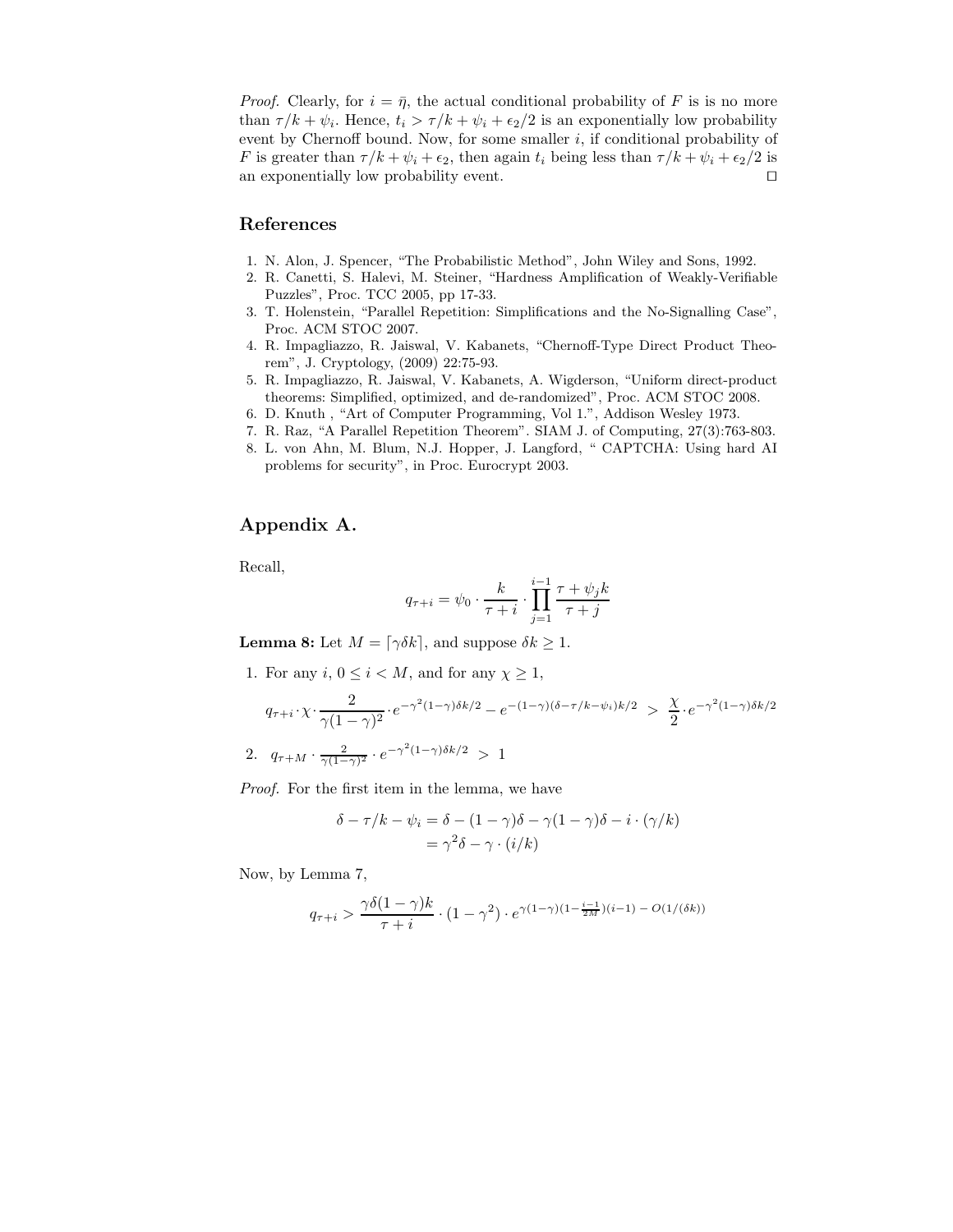*Proof.* Clearly, for $i = \bar{\eta}$, the actual conditional probability of $F$ is is no more than $\tau/k + \psi_i$. Hence, $t_i > \tau/k + \psi_i + \epsilon_2/2$ is an exponentially low probability event by Chernoff bound. Now, for some smaller $i$, if conditional probability of $F$ is greater than $\tau/k + \psi_i + \epsilon_2$, then again $t_i$ being less than $\tau/k + \psi_i + \epsilon_2/2$ is an exponentially low probability event. $\square$

## References

1. N. Alon, J. Spencer, "The Probabilistic Method", John Wiley and Sons, 1992.
2. R. Canetti, S. Halevi, M. Steiner, "Hardness Amplification of Weakly-Verifiable Puzzles", Proc. TCC 2005, pp 17-33.
3. T. Holenstein, "Parallel Repetition: Simplifications and the No-Signalling Case", Proc. ACM STOC 2007.
4. R. Impagliazzo, R. Jaiswal, V. Kabanets, "Chernoff-Type Direct Product Theorem", J. Cryptology, (2009) 22:75-93.
5. R. Impagliazzo, R. Jaiswal, V. Kabanets, A. Wigderson, "Uniform direct-product theorems: Simplified, optimized, and de-randomized", Proc. ACM STOC 2008.
6. D. Knuth , "Art of Computer Programming, Vol 1.", Addison Wesley 1973.
7. R. Raz, "A Parallel Repetition Theorem". SIAM J. of Computing, 27(3):763-803.
8. L. von Ahn, M. Blum, N.J. Hopper, J. Langford, " CAPTCHA: Using hard AI problems for security", in Proc. Eurocrypt 2003.

# Appendix A.

Recall,

$$q_{\tau+i} = \psi_0 \cdot \frac{k}{\tau+i} \cdot \prod_{j=1}^{i-1} \frac{\tau + \psi_j k}{\tau + j}$$

**Lemma 8:** Let $M = \lceil \gamma\delta k \rceil$, and suppose $\delta k \geq 1$.

1. For any $i$, $0 \leq i < M$, and for any $\chi \geq 1$,

$$q_{\tau+i} \cdot \chi \cdot \frac{2}{\gamma(1-\gamma)^2} \cdot e^{-\gamma^2(1-\gamma)\delta k/2} - e^{-(1-\gamma)(\delta - \tau/k - \psi_i)k/2} \;>\; \frac{\chi}{2} \cdot e^{-\gamma^2(1-\gamma)\delta k/2}$$

2. $q_{\tau+M} \cdot \frac{2}{\gamma(1-\gamma)^2} \cdot e^{-\gamma^2(1-\gamma)\delta k/2} \;>\; 1$

*Proof.* For the first item in the lemma, we have

$$\begin{aligned}\delta - \tau/k - \psi_i &= \delta - (1-\gamma)\delta - \gamma(1-\gamma)\delta - i \cdot (\gamma/k) \\ &= \gamma^2\delta - \gamma \cdot (i/k)\end{aligned}$$

Now, by Lemma 7,

$$q_{\tau+i} > \frac{\gamma\delta(1-\gamma)k}{\tau+i} \cdot (1-\gamma^2) \cdot e^{\gamma(1-\gamma)(1-\frac{i-1}{2M})(i-1) \,-\, O(1/(\delta k))}$$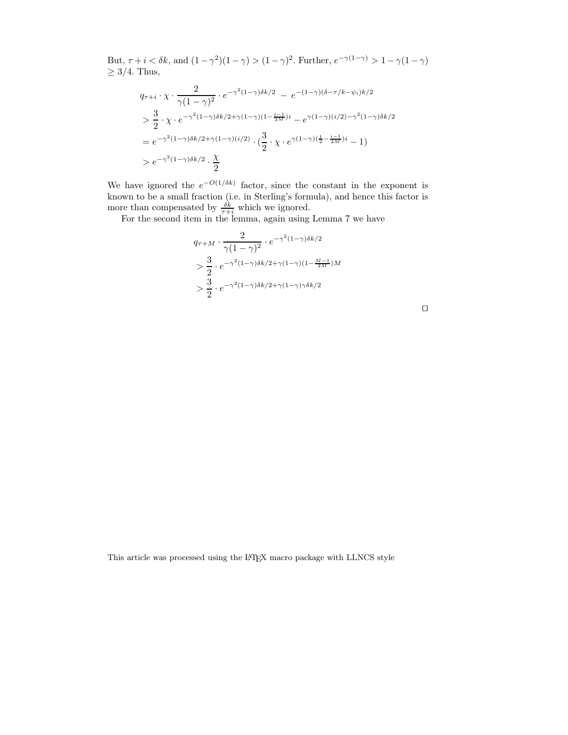But, $\tau + i < \delta k$, and $(1-\gamma^2)(1-\gamma) > (1-\gamma)^2$. Further, $e^{-\gamma(1-\gamma)} > 1 - \gamma(1-\gamma)$ $\geq 3/4$. Thus,

$$
\begin{aligned}
&q_{\tau+i} \cdot \chi \cdot \frac{2}{\gamma(1-\gamma)^2} \cdot e^{-\gamma^2(1-\gamma)\delta k/2} \; - \; e^{-(1-\gamma)(\delta - \tau/k - \psi_i)k/2} \\
&> \frac{3}{2} \cdot \chi \cdot e^{-\gamma^2(1-\gamma)\delta k/2 + \gamma(1-\gamma)(1-\frac{i-1}{2M})i} - e^{\gamma(1-\gamma)(i/2) - \gamma^2(1-\gamma)\delta k/2} \\
&= e^{-\gamma^2(1-\gamma)\delta k/2 + \gamma(1-\gamma)(i/2)} \cdot (\frac{3}{2} \cdot \chi \cdot e^{\gamma(1-\gamma)(\frac{1}{2} - \frac{i-1}{2M})i} - 1) \\
&> e^{-\gamma^2(1-\gamma)\delta k/2} \cdot \frac{\chi}{2}
\end{aligned}
$$

We have ignored the $e^{-O(1/\delta k)}$ factor, since the constant in the exponent is known to be a small fraction (i.e. in Sterling's formula), and hence this factor is more than compensated by $\frac{\delta k}{\tau + i}$ which we ignored.

For the second item in the lemma, again using Lemma 7 we have

$$
\begin{aligned}
&q_{\tau+M} \cdot \frac{2}{\gamma(1-\gamma)^2} \cdot e^{-\gamma^2(1-\gamma)\delta k/2} \\
&> \frac{3}{2} \cdot e^{-\gamma^2(1-\gamma)\delta k/2 + \gamma(1-\gamma)(1-\frac{M-1}{2M})M} \\
&> \frac{3}{2} \cdot e^{-\gamma^2(1-\gamma)\delta k/2 + \gamma(1-\gamma)\gamma\delta k/2}
\end{aligned}
$$

$\square$

This article was processed using the LaTeX macro package with LLNCS style